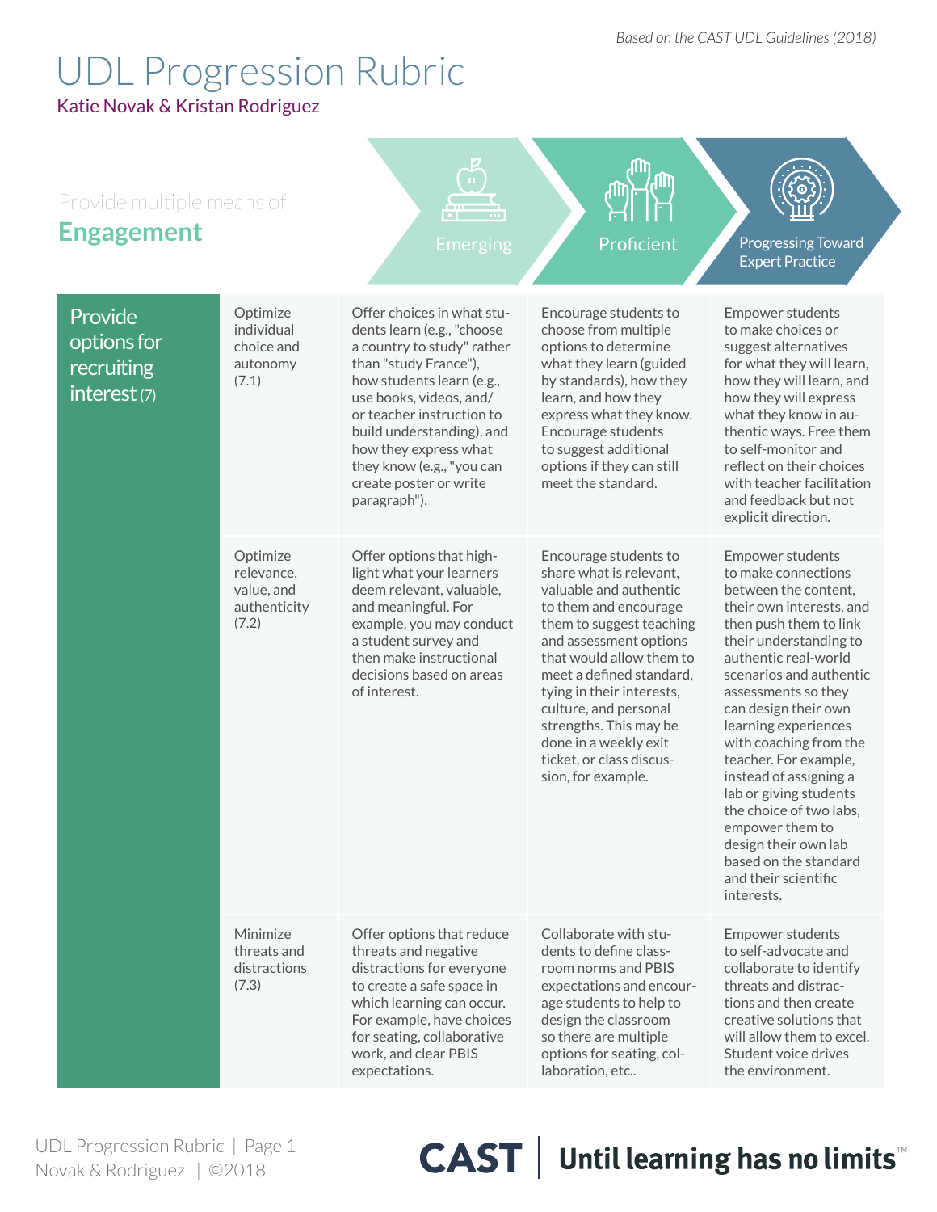*Based on the CAST UDL Guidelines (2018)*

# UDL Progression Rubric

Katie Novak & Kristan Rodriguez

## Provide multiple means of Engagement

| | | Emerging | Proficient | Progressing Toward Expert Practice |
|---|---|---|---|---|
| Provide options for recruiting interest (7) | Optimize individual choice and autonomy (7.1) | Offer choices in what students learn (e.g., "choose a country to study" rather than "study France"), how students learn (e.g., use books, videos, and/ or teacher instruction to build understanding), and how they express what they know (e.g., "you can create poster or write paragraph"). | Encourage students to choose from multiple options to determine what they learn (guided by standards), how they learn, and how they express what they know. Encourage students to suggest additional options if they can still meet the standard. | Empower students to make choices or suggest alternatives for what they will learn, how they will learn, and how they will express what they know in authentic ways. Free them to self-monitor and reflect on their choices with teacher facilitation and feedback but not explicit direction. |
| | Optimize relevance, value, and authenticity (7.2) | Offer options that highlight what your learners deem relevant, valuable, and meaningful. For example, you may conduct a student survey and then make instructional decisions based on areas of interest. | Encourage students to share what is relevant, valuable and authentic to them and encourage them to suggest teaching and assessment options that would allow them to meet a defined standard, tying in their interests, culture, and personal strengths. This may be done in a weekly exit ticket, or class discussion, for example. | Empower students to make connections between the content, their own interests, and then push them to link their understanding to authentic real-world scenarios and authentic assessments so they can design their own learning experiences with coaching from the teacher. For example, instead of assigning a lab or giving students the choice of two labs, empower them to design their own lab based on the standard and their scientific interests. |
| | Minimize threats and distractions (7.3) | Offer options that reduce threats and negative distractions for everyone to create a safe space in which learning can occur. For example, have choices for seating, collaborative work, and clear PBIS expectations. | Collaborate with students to define classroom norms and PBIS expectations and encourage students to help to design the classroom so there are multiple options for seating, collaboration, etc.. | Empower students to self-advocate and collaborate to identify threats and distractions and then create creative solutions that will allow them to excel. Student voice drives the environment. |

CAST | Until learning has no limits™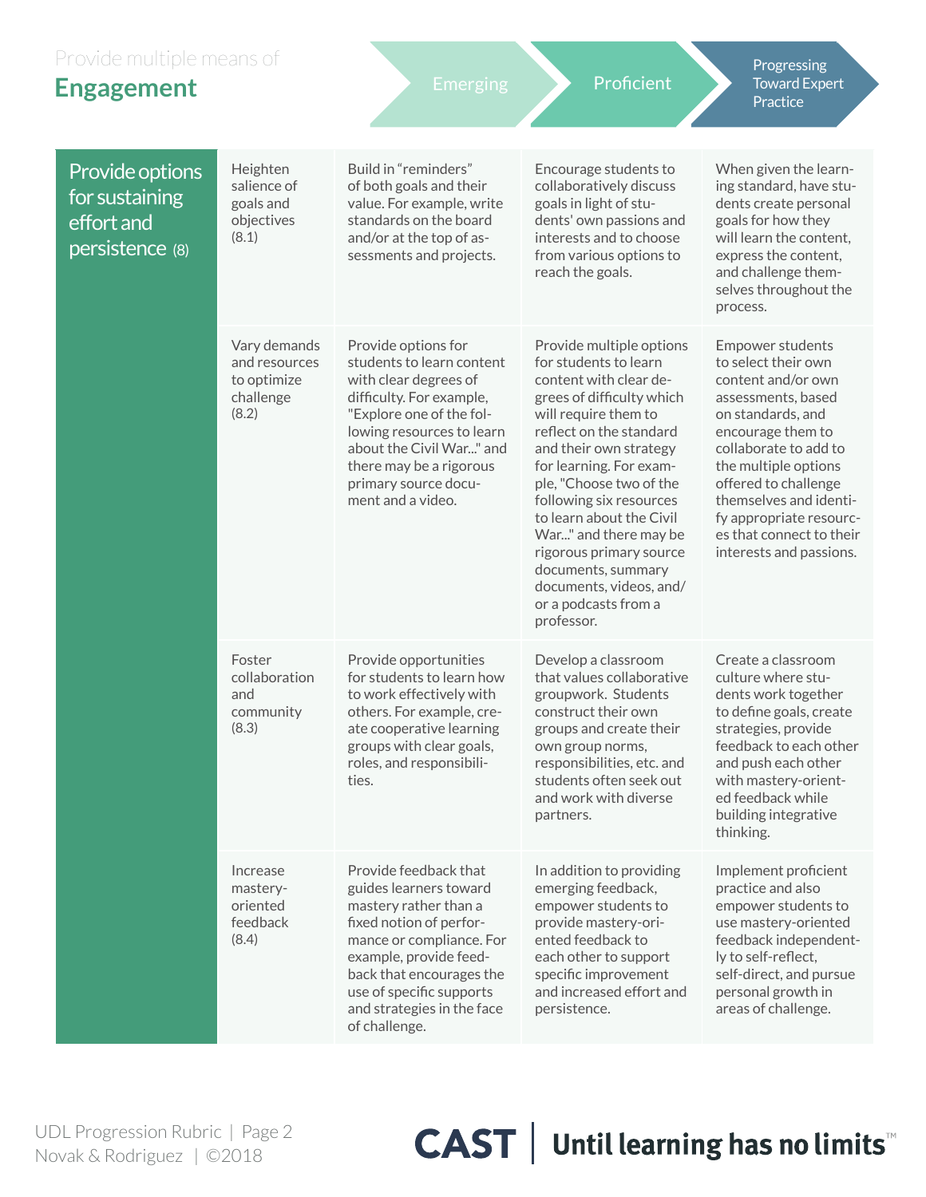Provide multiple means of

# Engagement

| | | Emerging | Proficient | Progressing Toward Expert Practice |
|---|---|---|---|---|
| Provide options for sustaining effort and persistence (8) | Heighten salience of goals and objectives (8.1) | Build in "reminders" of both goals and their value. For example, write standards on the board and/or at the top of assessments and projects. | Encourage students to collaboratively discuss goals in light of students' own passions and interests and to choose from various options to reach the goals. | When given the learning standard, have students create personal goals for how they will learn the content, express the content, and challenge themselves throughout the process. |
| | Vary demands and resources to optimize challenge (8.2) | Provide options for students to learn content with clear degrees of difficulty. For example, "Explore one of the following resources to learn about the Civil War..." and there may be a rigorous primary source document and a video. | Provide multiple options for students to learn content with clear degrees of difficulty which will require them to reflect on the standard and their own strategy for learning. For example, "Choose two of the following six resources to learn about the Civil War..." and there may be rigorous primary source documents, summary documents, videos, and/or a podcasts from a professor. | Empower students to select their own content and/or own assessments, based on standards, and encourage them to collaborate to add to the multiple options offered to challenge themselves and identify appropriate resources that connect to their interests and passions. |
| | Foster collaboration and community (8.3) | Provide opportunities for students to learn how to work effectively with others. For example, create cooperative learning groups with clear goals, roles, and responsibilities. | Develop a classroom that values collaborative groupwork. Students construct their own groups and create their own group norms, responsibilities, etc. and students often seek out and work with diverse partners. | Create a classroom culture where students work together to define goals, create strategies, provide feedback to each other and push each other with mastery-oriented feedback while building integrative thinking. |
| | Increase mastery-oriented feedback (8.4) | Provide feedback that guides learners toward mastery rather than a fixed notion of performance or compliance. For example, provide feedback that encourages the use of specific supports and strategies in the face of challenge. | In addition to providing emerging feedback, empower students to provide mastery-oriented feedback to each other to support specific improvement and increased effort and persistence. | Implement proficient practice and also empower students to use mastery-oriented feedback independently to self-reflect, self-direct, and pursue personal growth in areas of challenge. |

UDL Progression Rubric | Page 2
Novak & Rodriguez | ©2018

CAST | Until learning has no limits™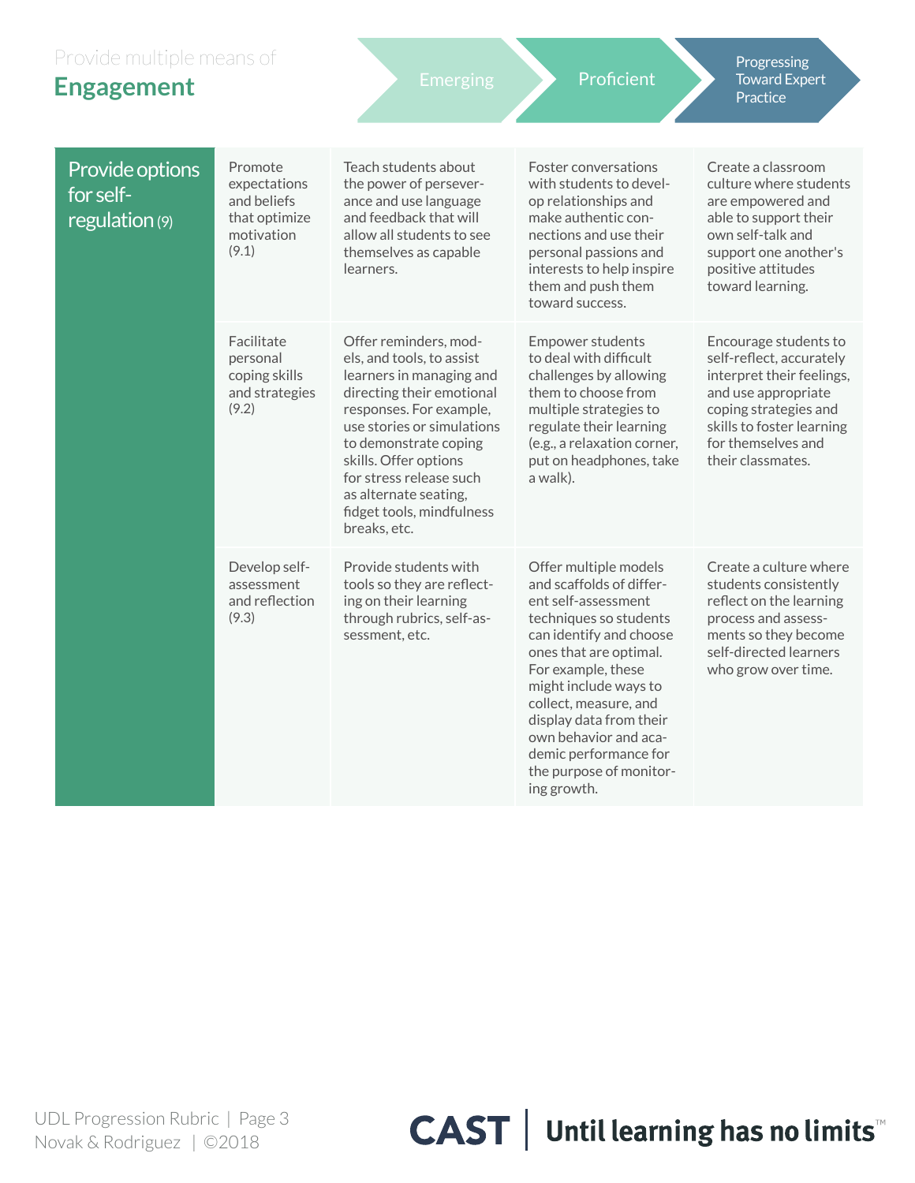Provide multiple means of

# Engagement

| | | Emerging | Proficient | Progressing Toward Expert Practice |
|---|---|---|---|---|
| Provide options for self-regulation (9) | Promote expectations and beliefs that optimize motivation (9.1) | Teach students about the power of perseverance and use language and feedback that will allow all students to see themselves as capable learners. | Foster conversations with students to develop relationships and make authentic connections and use their personal passions and interests to help inspire them and push them toward success. | Create a classroom culture where students are empowered and able to support their own self-talk and support one another's positive attitudes toward learning. |
| | Facilitate personal coping skills and strategies (9.2) | Offer reminders, models, and tools, to assist learners in managing and directing their emotional responses. For example, use stories or simulations to demonstrate coping skills. Offer options for stress release such as alternate seating, fidget tools, mindfulness breaks, etc. | Empower students to deal with difficult challenges by allowing them to choose from multiple strategies to regulate their learning (e.g., a relaxation corner, put on headphones, take a walk). | Encourage students to self-reflect, accurately interpret their feelings, and use appropriate coping strategies and skills to foster learning for themselves and their classmates. |
| | Develop self-assessment and reflection (9.3) | Provide students with tools so they are reflecting on their learning through rubrics, self-assessment, etc. | Offer multiple models and scaffolds of different self-assessment techniques so students can identify and choose ones that are optimal. For example, these might include ways to collect, measure, and display data from their own behavior and academic performance for the purpose of monitoring growth. | Create a culture where students consistently reflect on the learning process and assessments so they become self-directed learners who grow over time. |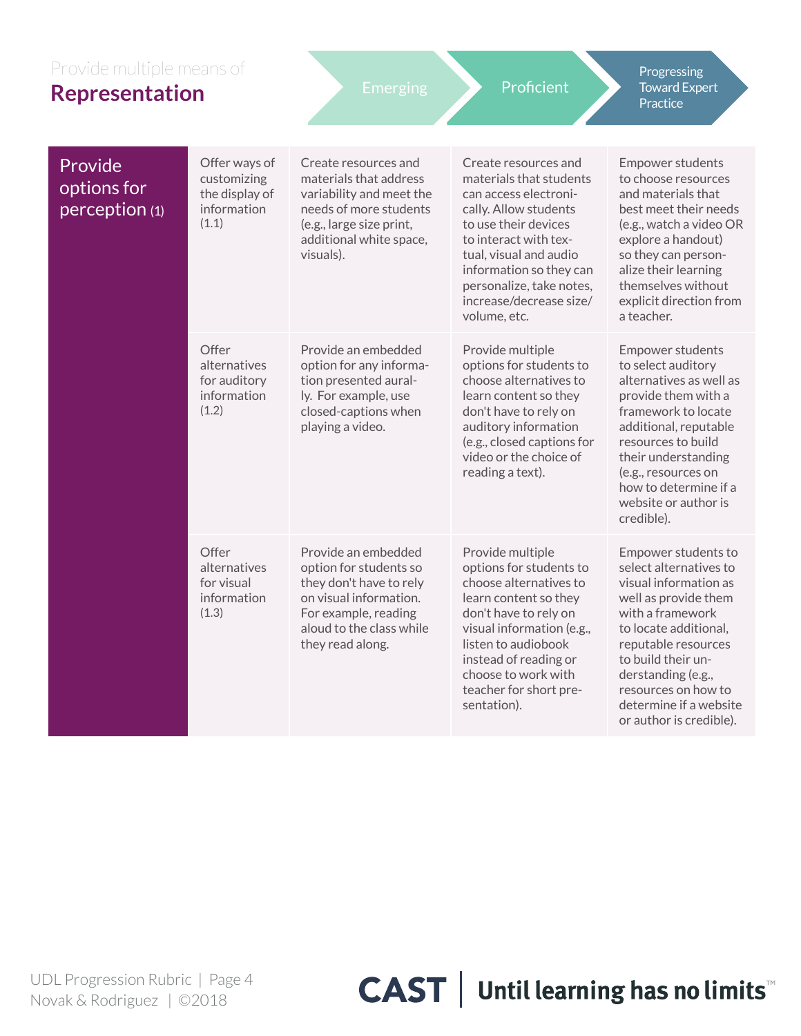Provide multiple means of

# Representation

| | | Emerging | Proficient | Progressing Toward Expert Practice |
|---|---|---|---|---|
| **Provide options for perception (1)** | Offer ways of customizing the display of information (1.1) | Create resources and materials that address variability and meet the needs of more students (e.g., large size print, additional white space, visuals). | Create resources and materials that students can access electronically. Allow students to use their devices to interact with textual, visual and audio information so they can personalize, take notes, increase/decrease size/volume, etc. | Empower students to choose resources and materials that best meet their needs (e.g., watch a video OR explore a handout) so they can personalize their learning themselves without explicit direction from a teacher. |
| | Offer alternatives for auditory information (1.2) | Provide an embedded option for any information presented aurally. For example, use closed-captions when playing a video. | Provide multiple options for students to choose alternatives to learn content so they don't have to rely on auditory information (e.g., closed captions for video or the choice of reading a text). | Empower students to select auditory alternatives as well as provide them with a framework to locate additional, reputable resources to build their understanding (e.g., resources on how to determine if a website or author is credible). |
| | Offer alternatives for visual information (1.3) | Provide an embedded option for students so they don't have to rely on visual information. For example, reading aloud to the class while they read along. | Provide multiple options for students to choose alternatives to learn content so they don't have to rely on visual information (e.g., listen to audiobook instead of reading or choose to work with teacher for short presentation). | Empower students to select alternatives to visual information as well as provide them with a framework to locate additional, reputable resources to build their understanding (e.g., resources on how to determine if a website or author is credible). |

UDL Progression Rubric | Novak & Rodriguez | ©2018

CAST | Until learning has no limits™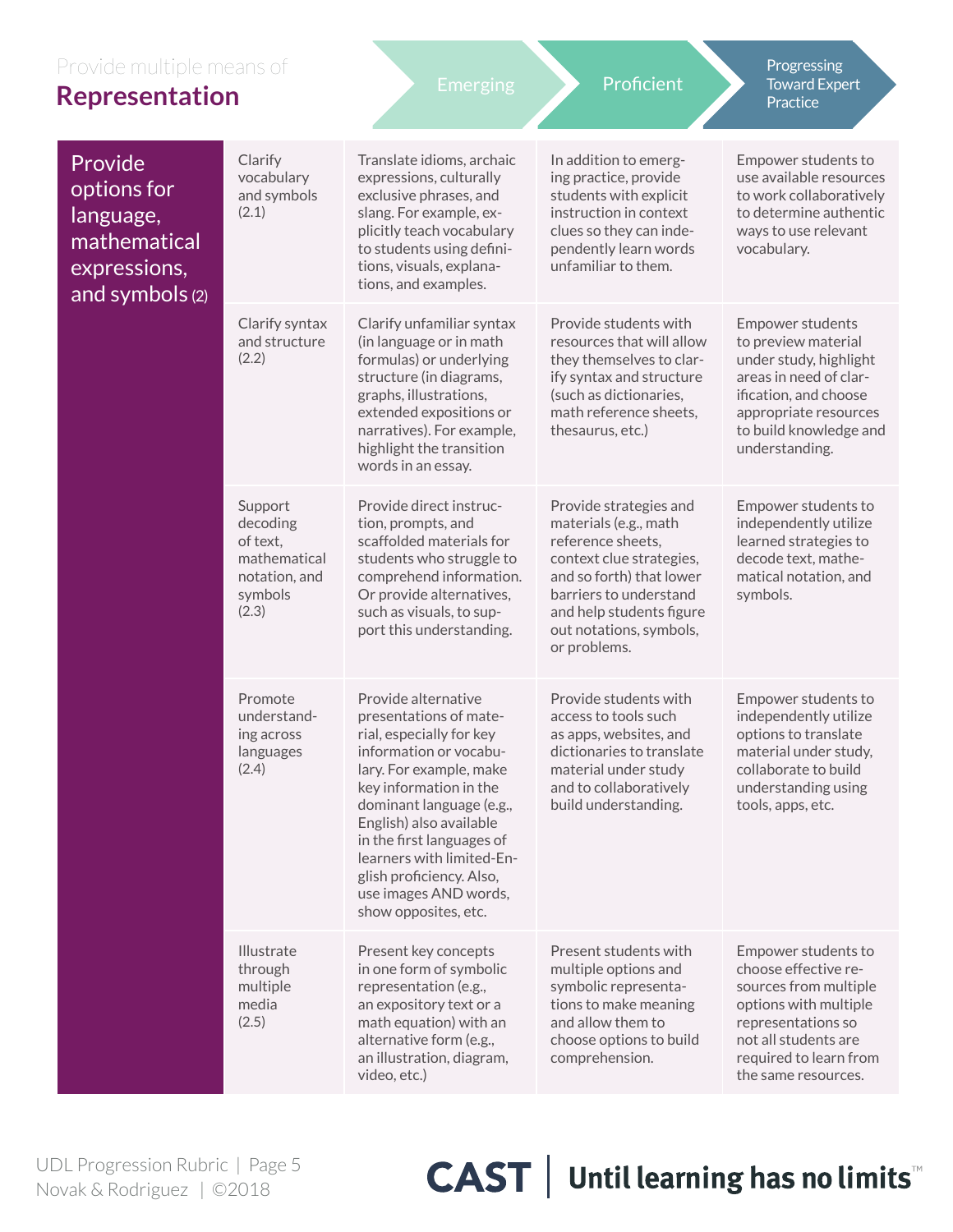Provide multiple means of

# Representation

| | | Emerging | Proficient | Progressing Toward Expert Practice |
|---|---|---|---|---|
| Provide options for language, mathematical expressions, and symbols (2) | Clarify vocabulary and symbols (2.1) | Translate idioms, archaic expressions, culturally exclusive phrases, and slang. For example, explicitly teach vocabulary to students using definitions, visuals, explanations, and examples. | In addition to emerging practice, provide students with explicit instruction in context clues so they can independently learn words unfamiliar to them. | Empower students to use available resources to work collaboratively to determine authentic ways to use relevant vocabulary. |
| | Clarify syntax and structure (2.2) | Clarify unfamiliar syntax (in language or in math formulas) or underlying structure (in diagrams, graphs, illustrations, extended expositions or narratives). For example, highlight the transition words in an essay. | Provide students with resources that will allow they themselves to clarify syntax and structure (such as dictionaries, math reference sheets, thesaurus, etc.) | Empower students to preview material under study, highlight areas in need of clarification, and choose appropriate resources to build knowledge and understanding. |
| | Support decoding of text, mathematical notation, and symbols (2.3) | Provide direct instruction, prompts, and scaffolded materials for students who struggle to comprehend information. Or provide alternatives, such as visuals, to support this understanding. | Provide strategies and materials (e.g., math reference sheets, context clue strategies, and so forth) that lower barriers to understand and help students figure out notations, symbols, or problems. | Empower students to independently utilize learned strategies to decode text, mathematical notation, and symbols. |
| | Promote understanding across languages (2.4) | Provide alternative presentations of material, especially for key information or vocabulary. For example, make key information in the dominant language (e.g., English) also available in the first languages of learners with limited-English proficiency. Also, use images AND words, show opposites, etc. | Provide students with access to tools such as apps, websites, and dictionaries to translate material under study and to collaboratively build understanding. | Empower students to independently utilize options to translate material under study, collaborate to build understanding using tools, apps, etc. |
| | Illustrate through multiple media (2.5) | Present key concepts in one form of symbolic representation (e.g., an expository text or a math equation) with an alternative form (e.g., an illustration, diagram, video, etc.) | Present students with multiple options and symbolic representations to make meaning and allow them to choose options to build comprehension. | Empower students to choose effective resources from multiple options with multiple representations so not all students are required to learn from the same resources. |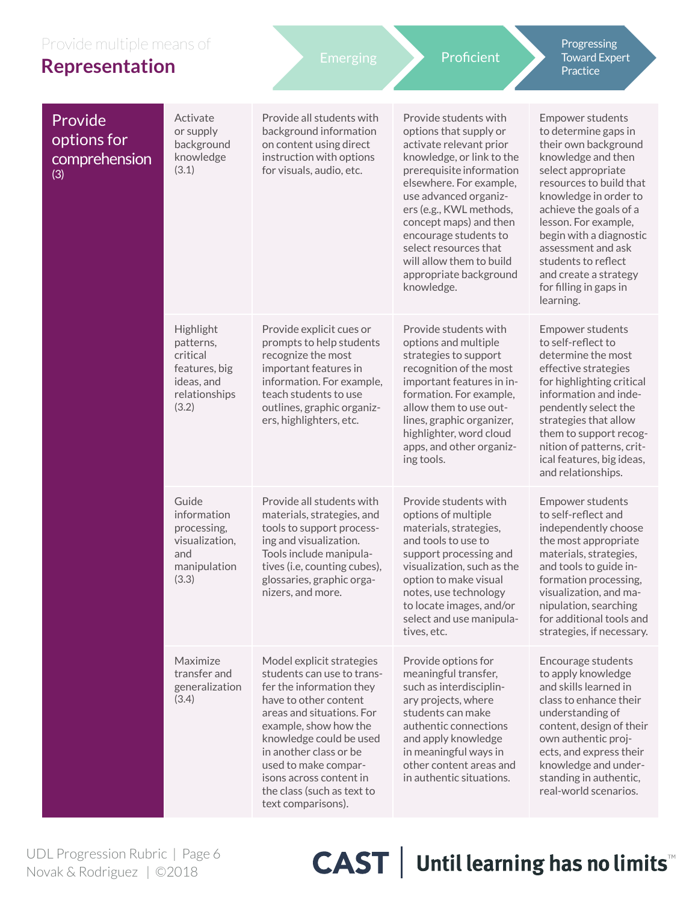Provide multiple means of

# Representation

| | | Emerging | Proficient | Progressing Toward Expert Practice |
|---|---|---|---|---|
| Provide options for comprehension (3) | Activate or supply background knowledge (3.1) | Provide all students with background information on content using direct instruction with options for visuals, audio, etc. | Provide students with options that supply or activate relevant prior knowledge, or link to the prerequisite information elsewhere. For example, use advanced organizers (e.g., KWL methods, concept maps) and then encourage students to select resources that will allow them to build appropriate background knowledge. | Empower students to determine gaps in their own background knowledge and then select appropriate resources to build that knowledge in order to achieve the goals of a lesson. For example, begin with a diagnostic assessment and ask students to reflect and create a strategy for filling in gaps in learning. |
| | Highlight patterns, critical features, big ideas, and relationships (3.2) | Provide explicit cues or prompts to help students recognize the most important features in information. For example, teach students to use outlines, graphic organizers, highlighters, etc. | Provide students with options and multiple strategies to support recognition of the most important features in information. For example, allow them to use outlines, graphic organizer, highlighter, word cloud apps, and other organizing tools. | Empower students to self-reflect to determine the most effective strategies for highlighting critical information and independently select the strategies that allow them to support recognition of patterns, critical features, big ideas, and relationships. |
| | Guide information processing, visualization, and manipulation (3.3) | Provide all students with materials, strategies, and tools to support processing and visualization. Tools include manipulatives (i.e, counting cubes), glossaries, graphic organizers, and more. | Provide students with options of multiple materials, strategies, and tools to use to support processing and visualization, such as the option to make visual notes, use technology to locate images, and/or select and use manipulatives, etc. | Empower students to self-reflect and independently choose the most appropriate materials, strategies, and tools to guide information processing, visualization, and manipulation, searching for additional tools and strategies, if necessary. |
| | Maximize transfer and generalization (3.4) | Model explicit strategies students can use to transfer the information they have to other content areas and situations. For example, show how the knowledge could be used in another class or be used to make comparisons across content in the class (such as text to text comparisons). | Provide options for meaningful transfer, such as interdisciplinary projects, where students can make authentic connections and apply knowledge in meaningful ways in other content areas and in authentic situations. | Encourage students to apply knowledge and skills learned in class to enhance their understanding of content, design of their own authentic projects, and express their knowledge and understanding in authentic, real-world scenarios. |

UDL Progression Rubric | Page 6
Novak & Rodriguez | ©2018

CAST | Until learning has no limits™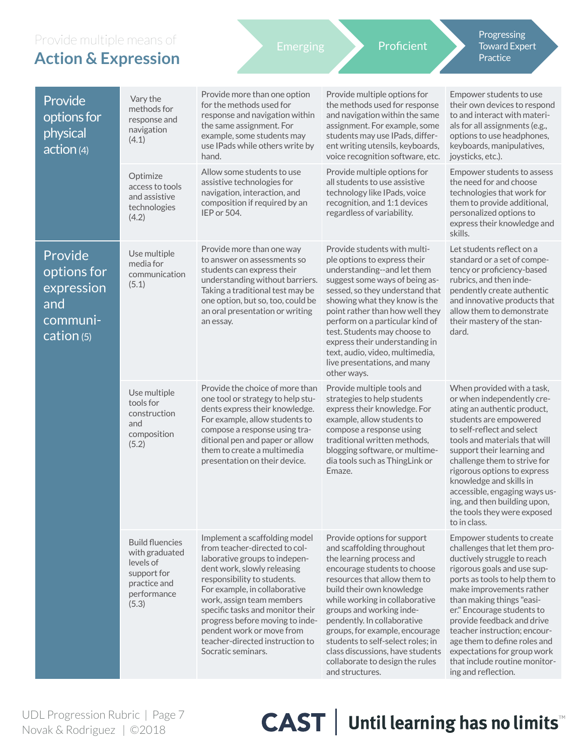Provide multiple means of

# Action & Expression

| | | Emerging | Proficient | Progressing Toward Expert Practice |
|---|---|---|---|---|
| Provide options for physical action (4) | Vary the methods for response and navigation (4.1) | Provide more than one option for the methods used for response and navigation within the same assignment. For example, some students may use IPads while others write by hand. | Provide multiple options for the methods used for response and navigation within the same assignment. For example, some students may use IPads, different writing utensils, keyboards, voice recognition software, etc. | Empower students to use their own devices to respond to and interact with materials for all assignments (e.g., options to use headphones, keyboards, manipulatives, joysticks, etc.). |
| | Optimize access to tools and assistive technologies (4.2) | Allow some students to use assistive technologies for navigation, interaction, and composition if required by an IEP or 504. | Provide multiple options for all students to use assistive technology like IPads, voice recognition, and 1:1 devices regardless of variability. | Empower students to assess the need for and choose technologies that work for them to provide additional, personalized options to express their knowledge and skills. |
| Provide options for expression and communication (5) | Use multiple media for communication (5.1) | Provide more than one way to answer on assessments so students can express their understanding without barriers. Taking a traditional test may be one option, but so, too, could be an oral presentation or writing an essay. | Provide students with multiple options to express their understanding--and let them suggest some ways of being assessed, so they understand that showing what they know is the point rather than how well they perform on a particular kind of test. Students may choose to express their understanding in text, audio, video, multimedia, live presentations, and many other ways. | Let students reflect on a standard or a set of competency or proficiency-based rubrics, and then independently create authentic and innovative products that allow them to demonstrate their mastery of the standard. |
| | Use multiple tools for construction and composition (5.2) | Provide the choice of more than one tool or strategy to help students express their knowledge. For example, allow students to compose a response using traditional pen and paper or allow them to create a multimedia presentation on their device. | Provide multiple tools and strategies to help students express their knowledge. For example, allow students to compose a response using traditional written methods, blogging software, or multimedia tools such as ThingLink or Emaze. | When provided with a task, or when independently creating an authentic product, students are empowered to self-reflect and select tools and materials that will support their learning and challenge them to strive for rigorous options to express knowledge and skills in accessible, engaging ways using, and then building upon, the tools they were exposed to in class. |
| | Build fluencies with graduated levels of support for practice and performance (5.3) | Implement a scaffolding model from teacher-directed to collaborative groups to independent work, slowly releasing responsibility to students. For example, in collaborative work, assign team members specific tasks and monitor their progress before moving to independent work or move from teacher-directed instruction to Socratic seminars. | Provide options for support and scaffolding throughout the learning process and encourage students to choose resources that allow them to build their own knowledge while working in collaborative groups and working independently. In collaborative groups, for example, encourage students to self-select roles; in class discussions, have students collaborate to design the rules and structures. | Empower students to create challenges that let them productively struggle to reach rigorous goals and use supports as tools to help them to make improvements rather than making things "easier." Encourage students to provide feedback and drive teacher instruction; encourage them to define roles and expectations for group work that include routine monitoring and reflection. |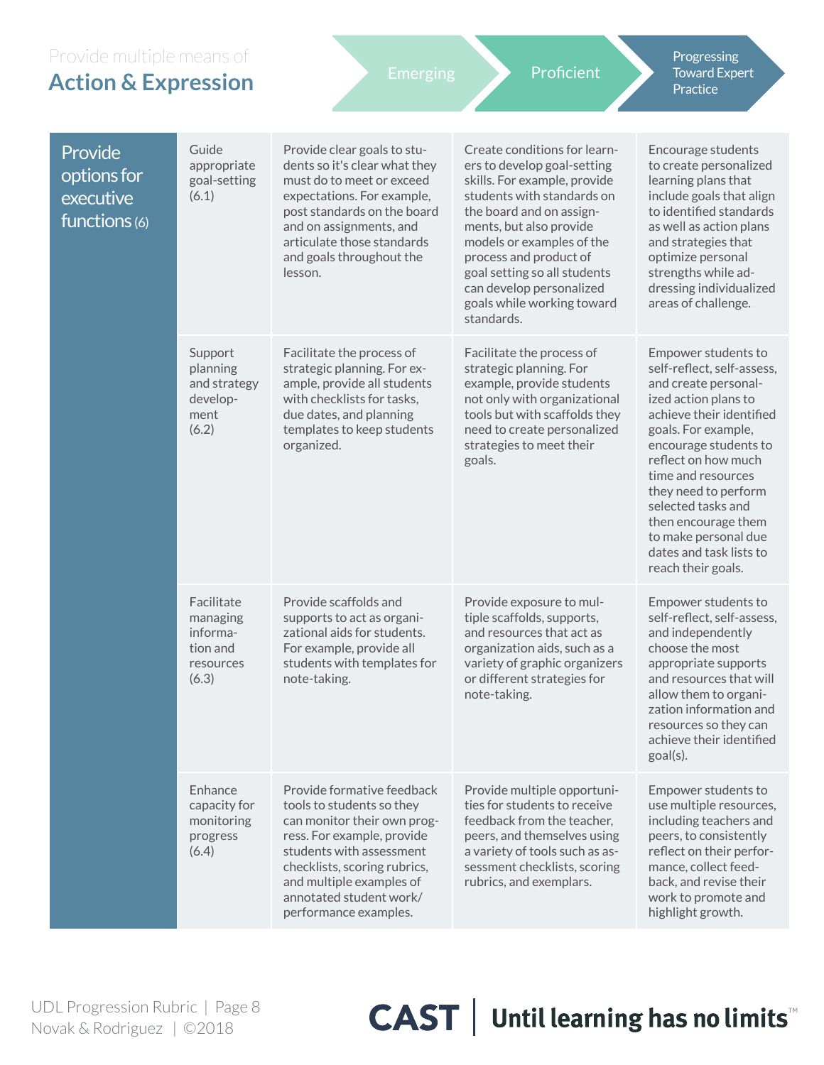Provide multiple means of

# Action & Expression

| | | Emerging | Proficient | Progressing Toward Expert Practice |
|---|---|---|---|---|
| Provide options for executive functions (6) | Guide appropriate goal-setting (6.1) | Provide clear goals to students so it's clear what they must do to meet or exceed expectations. For example, post standards on the board and on assignments, and articulate those standards and goals throughout the lesson. | Create conditions for learners to develop goal-setting skills. For example, provide students with standards on the board and on assignments, but also provide models or examples of the process and product of goal setting so all students can develop personalized goals while working toward standards. | Encourage students to create personalized learning plans that include goals that align to identified standards as well as action plans and strategies that optimize personal strengths while addressing individualized areas of challenge. |
| | Support planning and strategy development (6.2) | Facilitate the process of strategic planning. For example, provide all students with checklists for tasks, due dates, and planning templates to keep students organized. | Facilitate the process of strategic planning. For example, provide students not only with organizational tools but with scaffolds they need to create personalized strategies to meet their goals. | Empower students to self-reflect, self-assess, and create personalized action plans to achieve their identified goals. For example, encourage students to reflect on how much time and resources they need to perform selected tasks and then encourage them to make personal due dates and task lists to reach their goals. |
| | Facilitate managing information and resources (6.3) | Provide scaffolds and supports to act as organizational aids for students. For example, provide all students with templates for note-taking. | Provide exposure to multiple scaffolds, supports, and resources that act as organization aids, such as a variety of graphic organizers or different strategies for note-taking. | Empower students to self-reflect, self-assess, and independently choose the most appropriate supports and resources that will allow them to organization information and resources so they can achieve their identified goal(s). |
| | Enhance capacity for monitoring progress (6.4) | Provide formative feedback tools to students so they can monitor their own progress. For example, provide students with assessment checklists, scoring rubrics, and multiple examples of annotated student work/performance examples. | Provide multiple opportunities for students to receive feedback from the teacher, peers, and themselves using a variety of tools such as assessment checklists, scoring rubrics, and exemplars. | Empower students to use multiple resources, including teachers and peers, to consistently reflect on their performance, collect feedback, and revise their work to promote and highlight growth. |

UDL Progression Rubric | Page 8
Novak & Rodriguez | ©2018

CAST | Until learning has no limits™